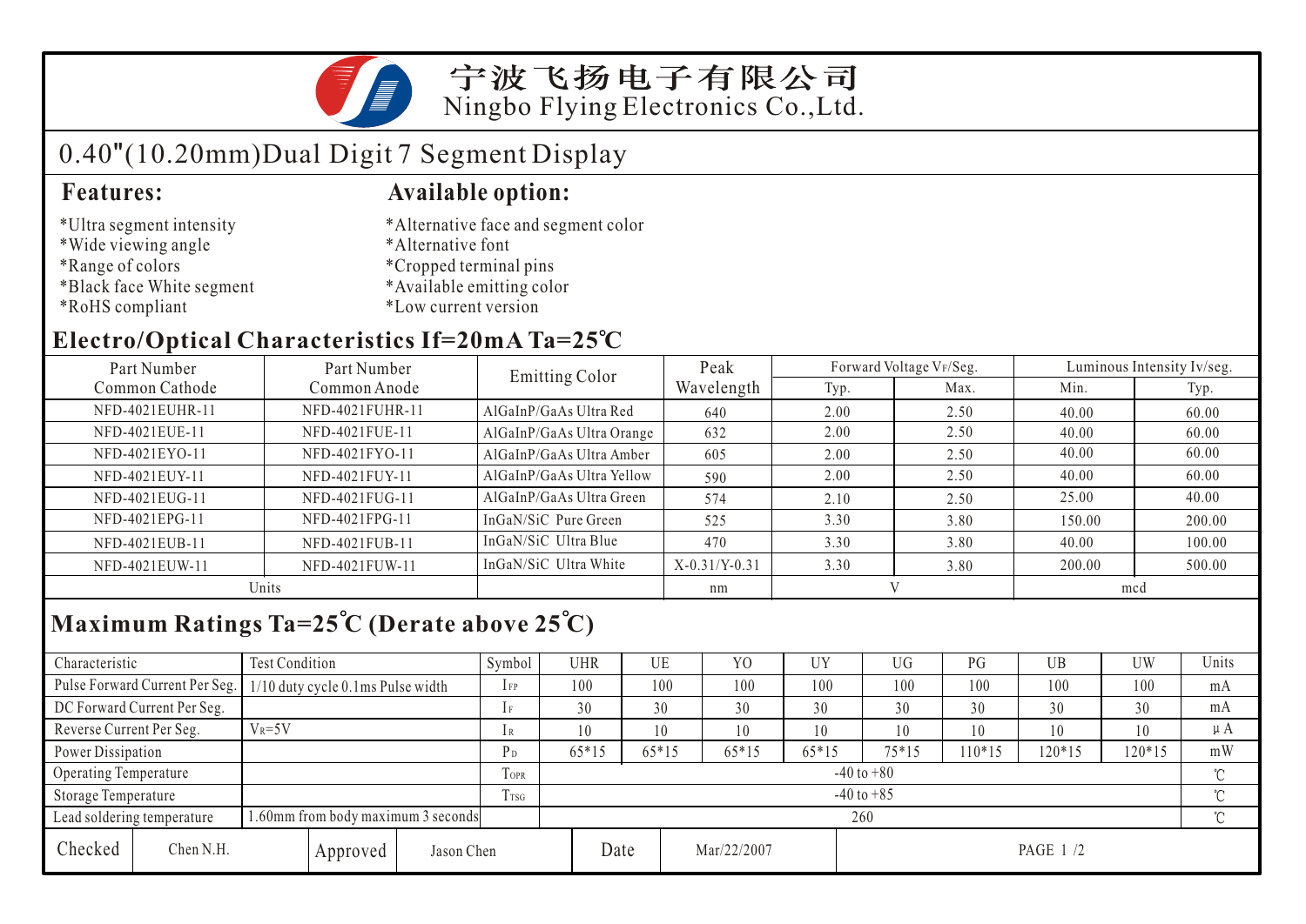# 宁波飞扬电子有限公司

Ningbo Flying Electronics Co.,Ltd.

## 0.40"(10.20mm)Dual Digit 7 Segment Display

### Features:

*Ultra segment intensity
*Wide viewing angle
*Range of colors
*Black face White segment
*RoHS compliant

### Available option:

*Alternative face and segment color
*Alternative font
*Cropped terminal pins
*Available emitting color
*Low current version

## Electro/Optical Characteristics If=20mA Ta=25℃

| Part Number Common Cathode | Part Number Common Anode | Emitting Color | Peak Wavelength | Forward Voltage VF/Seg. | | Luminous Intensity Iv/seg. | |
|---|---|---|---|---|---|---|---|
| | | | | Typ. | Max. | Min. | Typ. |
| NFD-4021EUHR-11 | NFD-4021FUHR-11 | AlGaInP/GaAs Ultra Red | 640 | 2.00 | 2.50 | 40.00 | 60.00 |
| NFD-4021EUE-11 | NFD-4021FUE-11 | AlGaInP/GaAs Ultra Orange | 632 | 2.00 | 2.50 | 40.00 | 60.00 |
| NFD-4021EYO-11 | NFD-4021FYO-11 | AlGaInP/GaAs Ultra Amber | 605 | 2.00 | 2.50 | 40.00 | 60.00 |
| NFD-4021EUY-11 | NFD-4021FUY-11 | AlGaInP/GaAs Ultra Yellow | 590 | 2.00 | 2.50 | 40.00 | 60.00 |
| NFD-4021EUG-11 | NFD-4021FUG-11 | AlGaInP/GaAs Ultra Green | 574 | 2.10 | 2.50 | 25.00 | 40.00 |
| NFD-4021EPG-11 | NFD-4021FPG-11 | InGaN/SiC Pure Green | 525 | 3.30 | 3.80 | 150.00 | 200.00 |
| NFD-4021EUB-11 | NFD-4021FUB-11 | InGaN/SiC Ultra Blue | 470 | 3.30 | 3.80 | 40.00 | 100.00 |
| NFD-4021EUW-11 | NFD-4021FUW-11 | InGaN/SiC Ultra White | X-0.31/Y-0.31 | 3.30 | 3.80 | 200.00 | 500.00 |
| Units | | | nm | V | | mcd | |

## Maximum Ratings Ta=25℃ (Derate above 25℃)

| Characteristic | Test Condition | Symbol | UHR | UE | YO | UY | UG | PG | UB | UW | Units |
|---|---|---|---|---|---|---|---|---|---|---|---|
| Pulse Forward Current Per Seg. | 1/10 duty cycle 0.1ms Pulse width | $I_{FP}$ | 100 | 100 | 100 | 100 | 100 | 100 | 100 | 100 | mA |
| DC Forward Current Per Seg. | | $I_F$ | 30 | 30 | 30 | 30 | 30 | 30 | 30 | 30 | mA |
| Reverse Current Per Seg. | $V_R$=5V | $I_R$ | 10 | 10 | 10 | 10 | 10 | 10 | 10 | 10 | μA |
| Power Dissipation | | $P_D$ | 65*15 | 65*15 | 65*15 | 65*15 | 75*15 | 110*15 | 120*15 | 120*15 | mW |
| Operating Temperature | | $T_{OPR}$ | -40 to +80 | | | | | | | | ℃ |
| Storage Temperature | | $T_{TSG}$ | -40 to +85 | | | | | | | | ℃ |
| Lead soldering temperature | 1.60mm from body maximum 3 seconds | | 260 | | | | | | | | ℃ |

| Checked | Chen N.H. | Approved | Jason Chen | Date | Mar/22/2007 |
|---|---|---|---|---|---|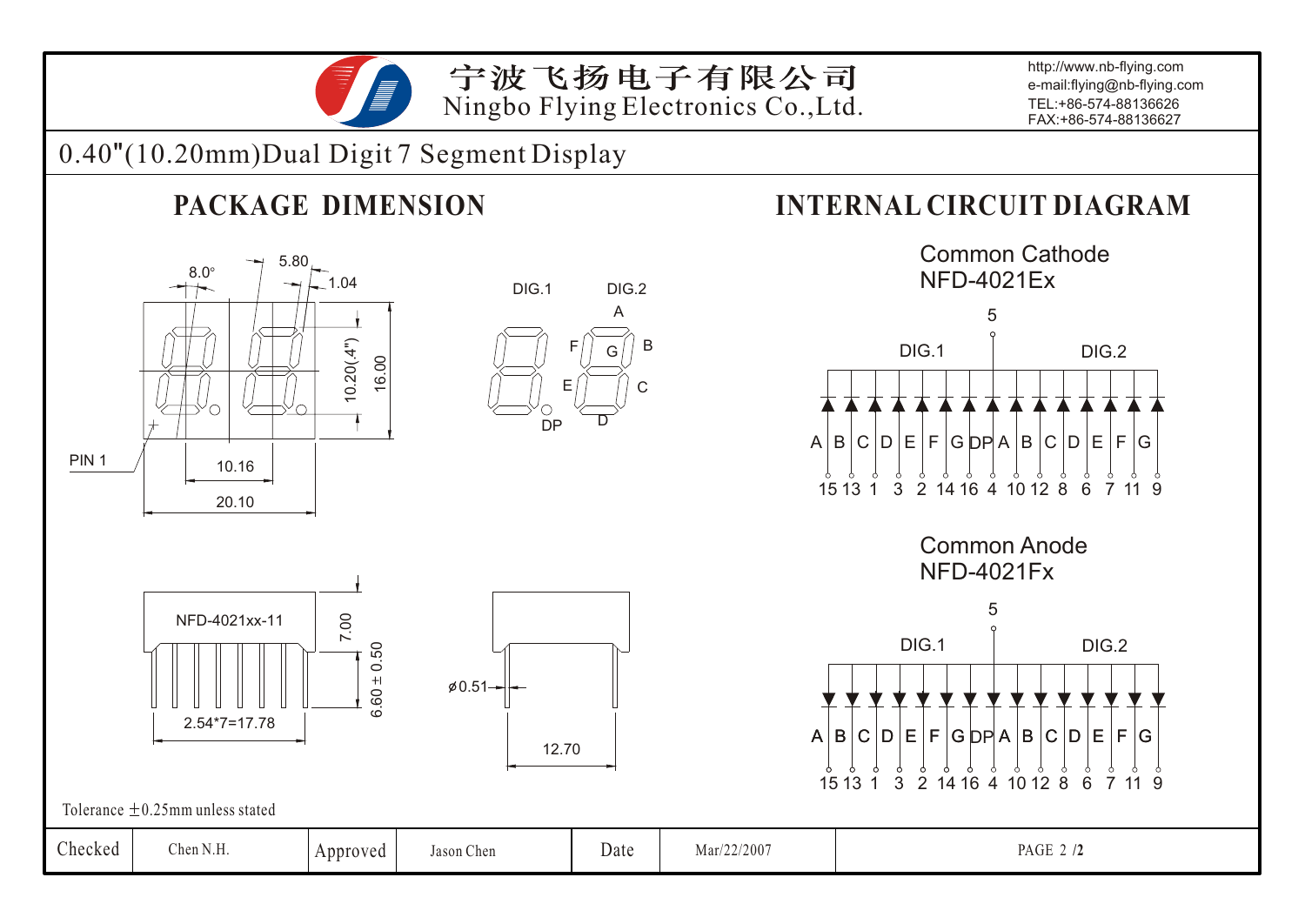宁波飞扬电子有限公司
Ningbo Flying Electronics Co.,Ltd.

http://www.nb-flying.com
e-mail:flying@nb-flying.com
TEL:+86-574-88136626
FAX:+86-574-88136627

# 0.40"(10.20mm)Dual Digit 7 Segment Display

## PACKAGE DIMENSION

8.0°
5.80
1.04
10.20(.4")
16.00
PIN 1
10.16
20.10

DIG.1
DIG.2
A
F
G
B
E
C
DP
D

NFD-4021xx-11
7.00
6.60 ± 0.50
2.54*7=17.78
ø0.51
12.70

Tolerance ±0.25mm unless stated

## INTERNAL CIRCUIT DIAGRAM

Common Cathode
NFD-4021Ex

5
DIG.1
DIG.2
A B C D E F G DP A B C D E F G
15 13 1 3 2 14 16 4 10 12 8 6 7 11 9

Common Anode
NFD-4021Fx

5
DIG.1
DIG.2
A B C D E F G DP A B C D E F G
15 13 1 3 2 14 16 4 10 12 8 6 7 11 9

| Checked | Chen N.H. | Approved | Jason Chen | Date | Mar/22/2007 | PAGE 2 /2 |
| --- | --- | --- | --- | --- | --- | --- |